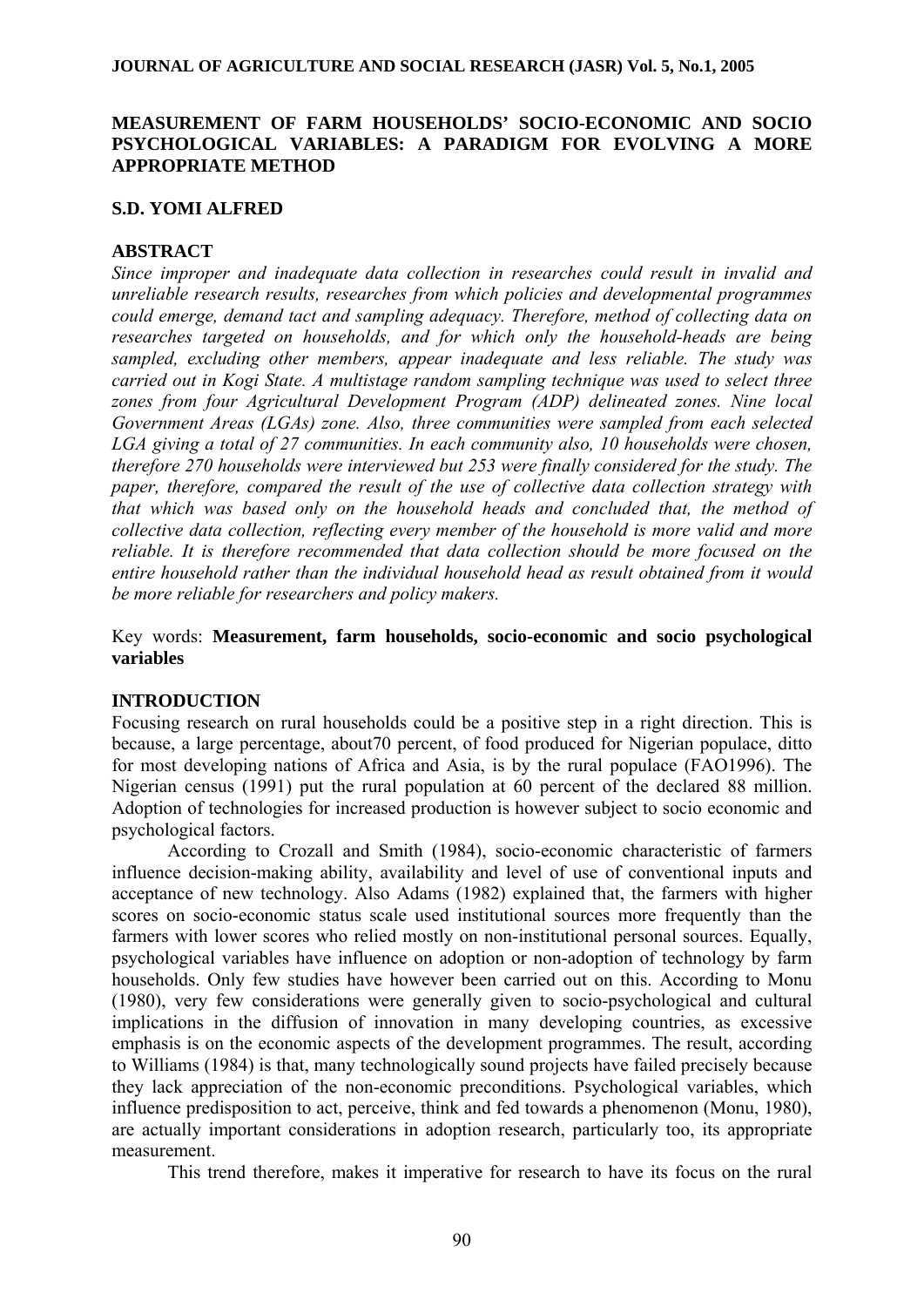# MEASUREMENT OF FARM HOUSEHOLDS' SOCIO-ECONOMIC AND SOCIO PSYCHOLOGICAL VARIABLES: A PARADIGM FOR EVOLVING A MORE APPROPRIATE METHOD

**S.D. YOMI ALFRED**

## ABSTRACT

*Since improper and inadequate data collection in researches could result in invalid and unreliable research results, researches from which policies and developmental programmes could emerge, demand tact and sampling adequacy. Therefore, method of collecting data on researches targeted on households, and for which only the household-heads are being sampled, excluding other members, appear inadequate and less reliable. The study was carried out in Kogi State. A multistage random sampling technique was used to select three zones from four Agricultural Development Program (ADP) delineated zones. Nine local Government Areas (LGAs) zone. Also, three communities were sampled from each selected LGA giving a total of 27 communities. In each community also, 10 households were chosen, therefore 270 households were interviewed but 253 were finally considered for the study. The paper, therefore, compared the result of the use of collective data collection strategy with that which was based only on the household heads and concluded that, the method of collective data collection, reflecting every member of the household is more valid and more reliable. It is therefore recommended that data collection should be more focused on the entire household rather than the individual household head as result obtained from it would be more reliable for researchers and policy makers.*

Key words: **Measurement, farm households, socio-economic and socio psychological variables**

## INTRODUCTION

Focusing research on rural households could be a positive step in a right direction. This is because, a large percentage, about70 percent, of food produced for Nigerian populace, ditto for most developing nations of Africa and Asia, is by the rural populace (FAO1996). The Nigerian census (1991) put the rural population at 60 percent of the declared 88 million. Adoption of technologies for increased production is however subject to socio economic and psychological factors.

According to Crozall and Smith (1984), socio-economic characteristic of farmers influence decision-making ability, availability and level of use of conventional inputs and acceptance of new technology. Also Adams (1982) explained that, the farmers with higher scores on socio-economic status scale used institutional sources more frequently than the farmers with lower scores who relied mostly on non-institutional personal sources. Equally, psychological variables have influence on adoption or non-adoption of technology by farm households. Only few studies have however been carried out on this. According to Monu (1980), very few considerations were generally given to socio-psychological and cultural implications in the diffusion of innovation in many developing countries, as excessive emphasis is on the economic aspects of the development programmes. The result, according to Williams (1984) is that, many technologically sound projects have failed precisely because they lack appreciation of the non-economic preconditions. Psychological variables, which influence predisposition to act, perceive, think and fed towards a phenomenon (Monu, 1980), are actually important considerations in adoption research, particularly too, its appropriate measurement.

This trend therefore, makes it imperative for research to have its focus on the rural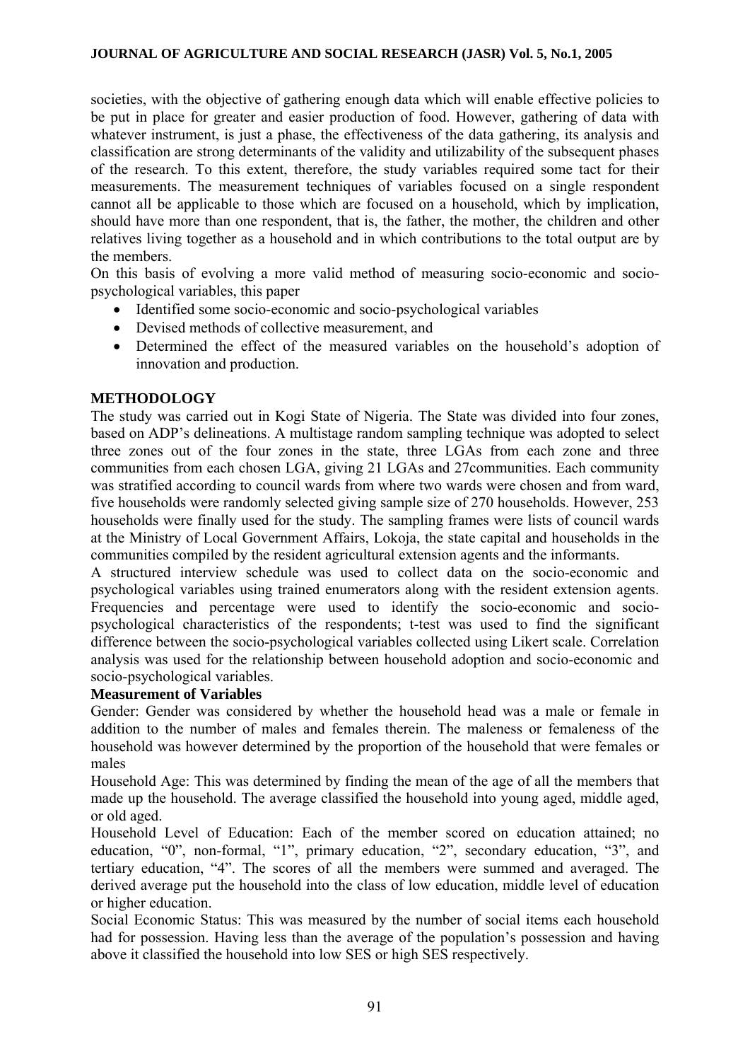societies, with the objective of gathering enough data which will enable effective policies to be put in place for greater and easier production of food. However, gathering of data with whatever instrument, is just a phase, the effectiveness of the data gathering, its analysis and classification are strong determinants of the validity and utilizability of the subsequent phases of the research. To this extent, therefore, the study variables required some tact for their measurements. The measurement techniques of variables focused on a single respondent cannot all be applicable to those which are focused on a household, which by implication, should have more than one respondent, that is, the father, the mother, the children and other relatives living together as a household and in which contributions to the total output are by the members.

On this basis of evolving a more valid method of measuring socio-economic and socio-psychological variables, this paper

- Identified some socio-economic and socio-psychological variables
- Devised methods of collective measurement, and
- Determined the effect of the measured variables on the household's adoption of innovation and production.

## METHODOLOGY

The study was carried out in Kogi State of Nigeria. The State was divided into four zones, based on ADP's delineations. A multistage random sampling technique was adopted to select three zones out of the four zones in the state, three LGAs from each zone and three communities from each chosen LGA, giving 21 LGAs and 27communities. Each community was stratified according to council wards from where two wards were chosen and from ward, five households were randomly selected giving sample size of 270 households. However, 253 households were finally used for the study. The sampling frames were lists of council wards at the Ministry of Local Government Affairs, Lokoja, the state capital and households in the communities compiled by the resident agricultural extension agents and the informants.

A structured interview schedule was used to collect data on the socio-economic and psychological variables using trained enumerators along with the resident extension agents. Frequencies and percentage were used to identify the socio-economic and socio-psychological characteristics of the respondents; t-test was used to find the significant difference between the socio-psychological variables collected using Likert scale. Correlation analysis was used for the relationship between household adoption and socio-economic and socio-psychological variables.

### Measurement of Variables

Gender: Gender was considered by whether the household head was a male or female in addition to the number of males and females therein. The maleness or femaleness of the household was however determined by the proportion of the household that were females or males

Household Age: This was determined by finding the mean of the age of all the members that made up the household. The average classified the household into young aged, middle aged, or old aged.

Household Level of Education: Each of the member scored on education attained; no education, "0", non-formal, "1", primary education, "2", secondary education, "3", and tertiary education, "4". The scores of all the members were summed and averaged. The derived average put the household into the class of low education, middle level of education or higher education.

Social Economic Status: This was measured by the number of social items each household had for possession. Having less than the average of the population's possession and having above it classified the household into low SES or high SES respectively.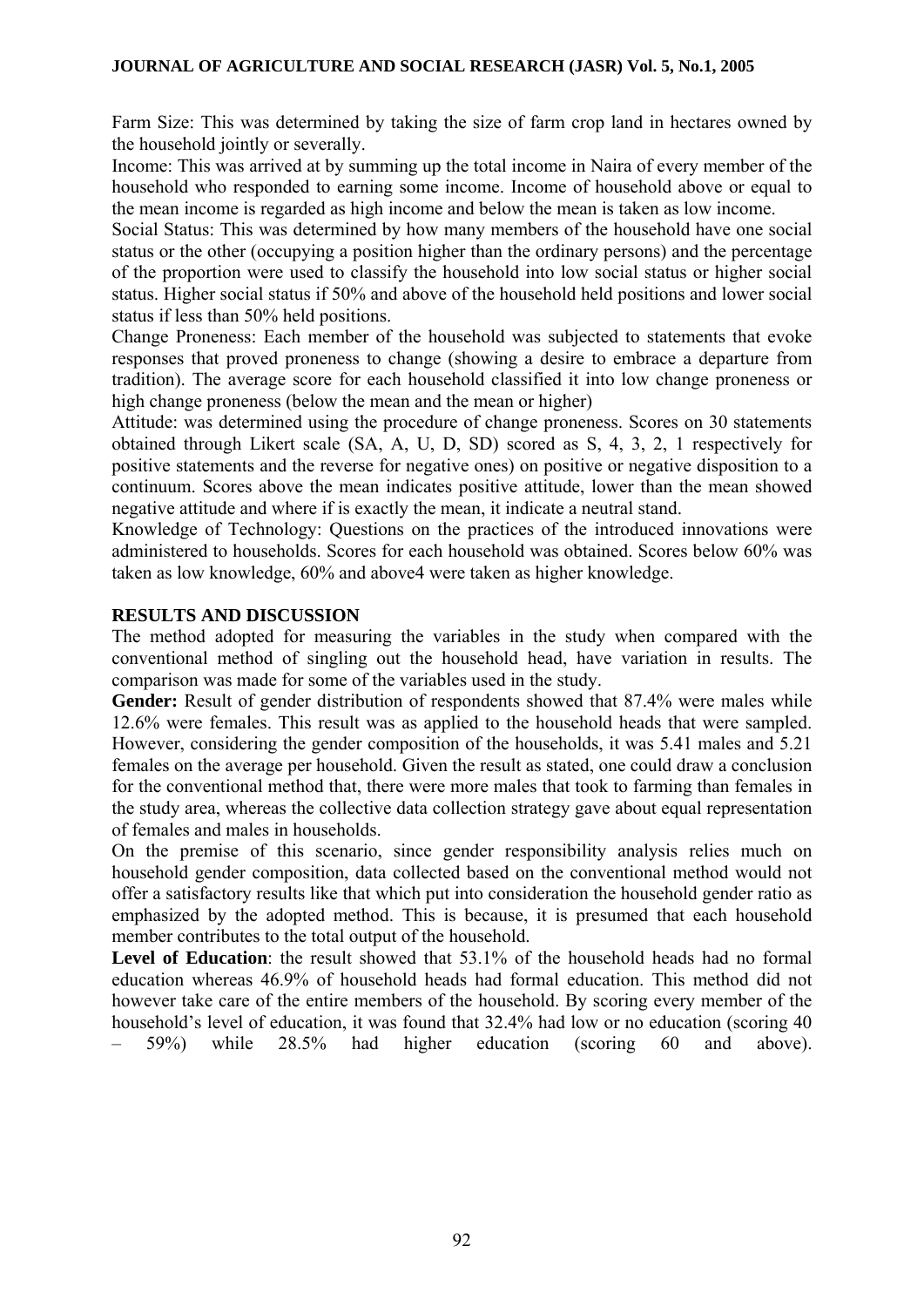Farm Size: This was determined by taking the size of farm crop land in hectares owned by the household jointly or severally.

Income: This was arrived at by summing up the total income in Naira of every member of the household who responded to earning some income. Income of household above or equal to the mean income is regarded as high income and below the mean is taken as low income.

Social Status: This was determined by how many members of the household have one social status or the other (occupying a position higher than the ordinary persons) and the percentage of the proportion were used to classify the household into low social status or higher social status. Higher social status if 50% and above of the household held positions and lower social status if less than 50% held positions.

Change Proneness: Each member of the household was subjected to statements that evoke responses that proved proneness to change (showing a desire to embrace a departure from tradition). The average score for each household classified it into low change proneness or high change proneness (below the mean and the mean or higher)

Attitude: was determined using the procedure of change proneness. Scores on 30 statements obtained through Likert scale (SA, A, U, D, SD) scored as S, 4, 3, 2, 1 respectively for positive statements and the reverse for negative ones) on positive or negative disposition to a continuum. Scores above the mean indicates positive attitude, lower than the mean showed negative attitude and where if is exactly the mean, it indicate a neutral stand.

Knowledge of Technology: Questions on the practices of the introduced innovations were administered to households. Scores for each household was obtained. Scores below 60% was taken as low knowledge, 60% and above4 were taken as higher knowledge.

## RESULTS AND DISCUSSION

The method adopted for measuring the variables in the study when compared with the conventional method of singling out the household head, have variation in results. The comparison was made for some of the variables used in the study.

**Gender:** Result of gender distribution of respondents showed that 87.4% were males while 12.6% were females. This result was as applied to the household heads that were sampled. However, considering the gender composition of the households, it was 5.41 males and 5.21 females on the average per household. Given the result as stated, one could draw a conclusion for the conventional method that, there were more males that took to farming than females in the study area, whereas the collective data collection strategy gave about equal representation of females and males in households.

On the premise of this scenario, since gender responsibility analysis relies much on household gender composition, data collected based on the conventional method would not offer a satisfactory results like that which put into consideration the household gender ratio as emphasized by the adopted method. This is because, it is presumed that each household member contributes to the total output of the household.

**Level of Education**: the result showed that 53.1% of the household heads had no formal education whereas 46.9% of household heads had formal education. This method did not however take care of the entire members of the household. By scoring every member of the household's level of education, it was found that 32.4% had low or no education (scoring 40 – 59%) while 28.5% had higher education (scoring 60 and above).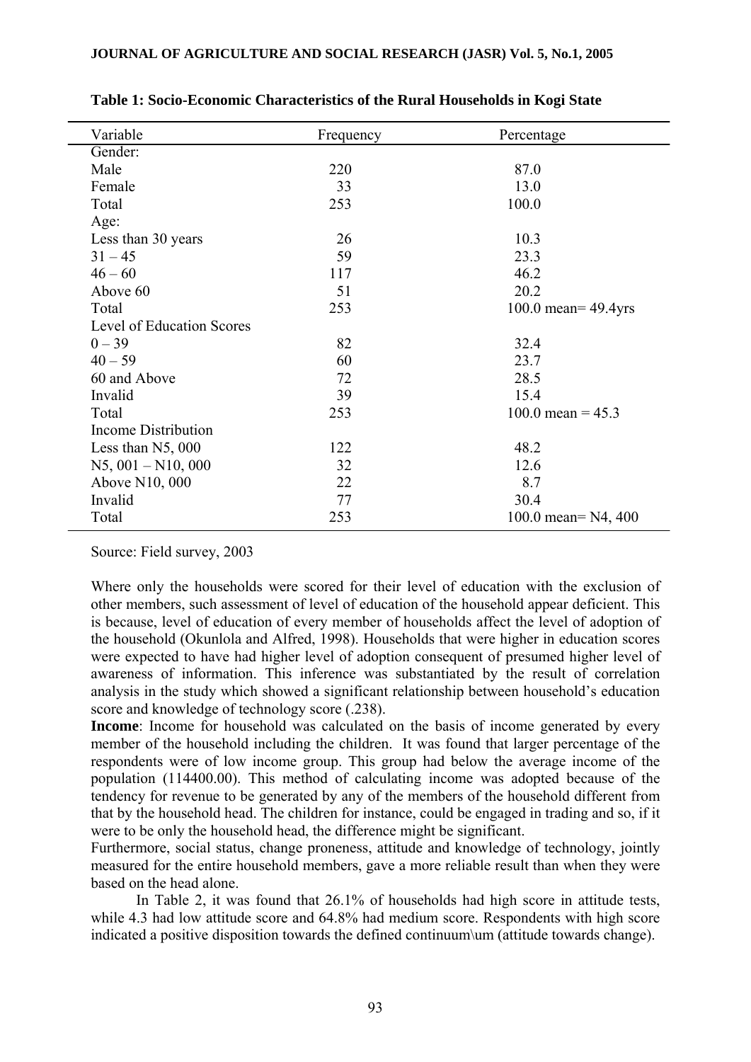**Table 1: Socio-Economic Characteristics of the Rural Households in Kogi State**

| Variable | Frequency | Percentage |
|---|---|---|
| Gender: | | |
| Male | 220 | 87.0 |
| Female | 33 | 13.0 |
| Total | 253 | 100.0 |
| Age: | | |
| Less than 30 years | 26 | 10.3 |
| 31 – 45 | 59 | 23.3 |
| 46 – 60 | 117 | 46.2 |
| Above 60 | 51 | 20.2 |
| Total | 253 | 100.0 mean= 49.4yrs |
| Level of Education Scores | | |
| 0 – 39 | 82 | 32.4 |
| 40 – 59 | 60 | 23.7 |
| 60 and Above | 72 | 28.5 |
| Invalid | 39 | 15.4 |
| Total | 253 | 100.0 mean = 45.3 |
| Income Distribution | | |
| Less than N5, 000 | 122 | 48.2 |
| N5, 001 – N10, 000 | 32 | 12.6 |
| Above N10, 000 | 22 | 8.7 |
| Invalid | 77 | 30.4 |
| Total | 253 | 100.0 mean= N4, 400 |

Source: Field survey, 2003

Where only the households were scored for their level of education with the exclusion of other members, such assessment of level of education of the household appear deficient. This is because, level of education of every member of households affect the level of adoption of the household (Okunlola and Alfred, 1998). Households that were higher in education scores were expected to have had higher level of adoption consequent of presumed higher level of awareness of information. This inference was substantiated by the result of correlation analysis in the study which showed a significant relationship between household's education score and knowledge of technology score (.238).

**Income**: Income for household was calculated on the basis of income generated by every member of the household including the children. It was found that larger percentage of the respondents were of low income group. This group had below the average income of the population (114400.00). This method of calculating income was adopted because of the tendency for revenue to be generated by any of the members of the household different from that by the household head. The children for instance, could be engaged in trading and so, if it were to be only the household head, the difference might be significant.

Furthermore, social status, change proneness, attitude and knowledge of technology, jointly measured for the entire household members, gave a more reliable result than when they were based on the head alone.

In Table 2, it was found that 26.1% of households had high score in attitude tests, while 4.3 had low attitude score and 64.8% had medium score. Respondents with high score indicated a positive disposition towards the defined continuum\um (attitude towards change).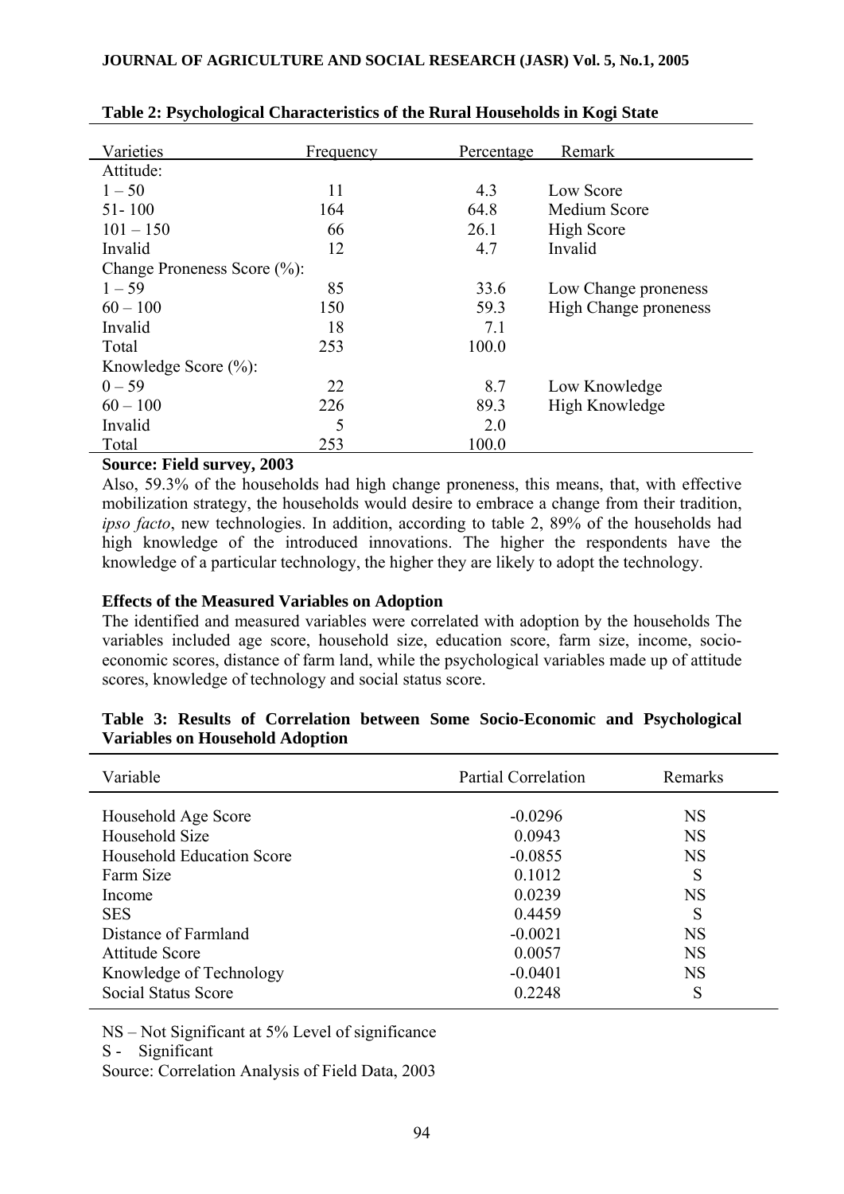**Table 2: Psychological Characteristics of the Rural Households in Kogi State**

| Varieties | Frequency | Percentage | Remark |
|---|---|---|---|
| Attitude: | | | |
| 1 – 50 | 11 | 4.3 | Low Score |
| 51- 100 | 164 | 64.8 | Medium Score |
| 101 – 150 | 66 | 26.1 | High Score |
| Invalid | 12 | 4.7 | Invalid |
| Change Proneness Score (%): | | | |
| 1 – 59 | 85 | 33.6 | Low Change proneness |
| 60 – 100 | 150 | 59.3 | High Change proneness |
| Invalid | 18 | 7.1 | |
| Total | 253 | 100.0 | |
| Knowledge Score (%): | | | |
| 0 – 59 | 22 | 8.7 | Low Knowledge |
| 60 – 100 | 226 | 89.3 | High Knowledge |
| Invalid | 5 | 2.0 | |
| Total | 253 | 100.0 | |

**Source: Field survey, 2003**

Also, 59.3% of the households had high change proneness, this means, that, with effective mobilization strategy, the households would desire to embrace a change from their tradition, *ipso facto*, new technologies. In addition, according to table 2, 89% of the households had high knowledge of the introduced innovations. The higher the respondents have the knowledge of a particular technology, the higher they are likely to adopt the technology.

**Effects of the Measured Variables on Adoption**

The identified and measured variables were correlated with adoption by the households The variables included age score, household size, education score, farm size, income, socio-economic scores, distance of farm land, while the psychological variables made up of attitude scores, knowledge of technology and social status score.

**Table 3: Results of Correlation between Some Socio-Economic and Psychological Variables on Household Adoption**

| Variable | Partial Correlation | Remarks |
|---|---|---|
| Household Age Score | -0.0296 | NS |
| Household Size | 0.0943 | NS |
| Household Education Score | -0.0855 | NS |
| Farm Size | 0.1012 | S |
| Income | 0.0239 | NS |
| SES | 0.4459 | S |
| Distance of Farmland | -0.0021 | NS |
| Attitude Score | 0.0057 | NS |
| Knowledge of Technology | -0.0401 | NS |
| Social Status Score | 0.2248 | S |

NS – Not Significant at 5% Level of significance

S - Significant

Source: Correlation Analysis of Field Data, 2003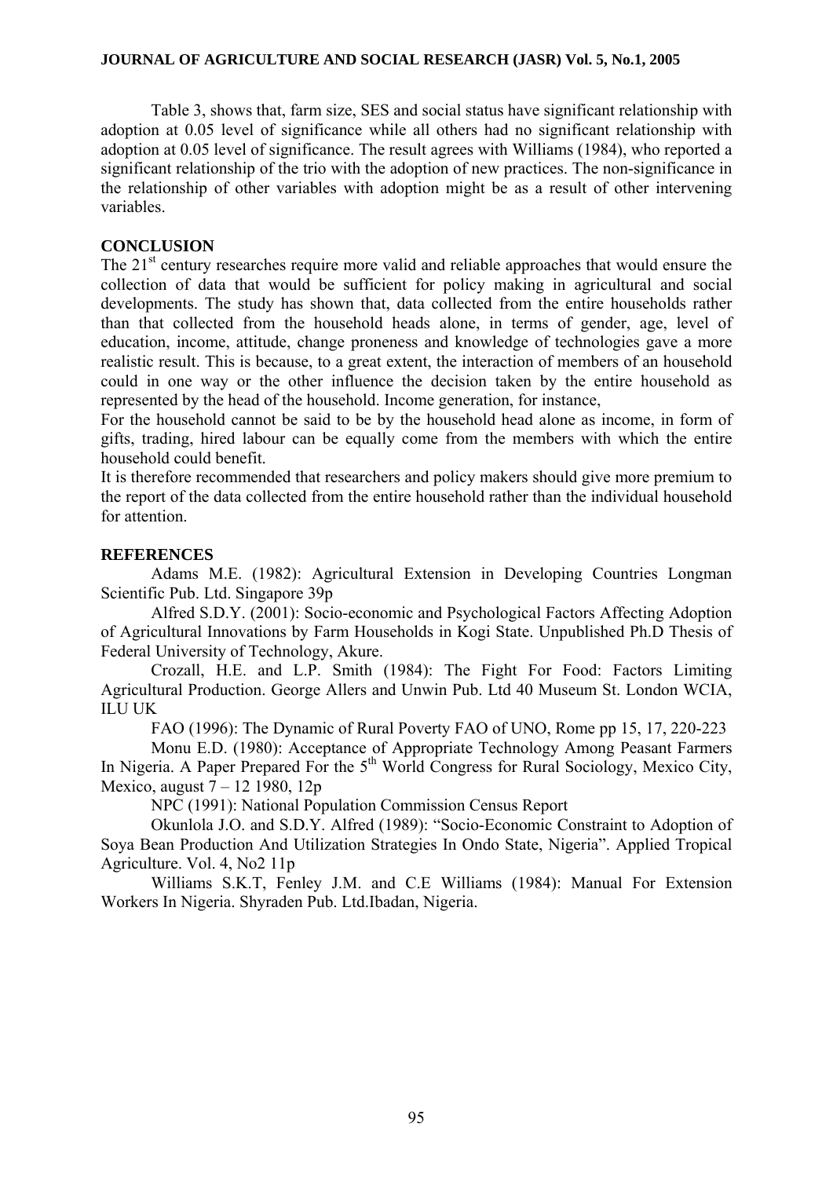Table 3, shows that, farm size, SES and social status have significant relationship with adoption at 0.05 level of significance while all others had no significant relationship with adoption at 0.05 level of significance. The result agrees with Williams (1984), who reported a significant relationship of the trio with the adoption of new practices. The non-significance in the relationship of other variables with adoption might be as a result of other intervening variables.

## CONCLUSION

The 21st century researches require more valid and reliable approaches that would ensure the collection of data that would be sufficient for policy making in agricultural and social developments. The study has shown that, data collected from the entire households rather than that collected from the household heads alone, in terms of gender, age, level of education, income, attitude, change proneness and knowledge of technologies gave a more realistic result. This is because, to a great extent, the interaction of members of an household could in one way or the other influence the decision taken by the entire household as represented by the head of the household. Income generation, for instance,

For the household cannot be said to be by the household head alone as income, in form of gifts, trading, hired labour can be equally come from the members with which the entire household could benefit.

It is therefore recommended that researchers and policy makers should give more premium to the report of the data collected from the entire household rather than the individual household for attention.

## REFERENCES

Adams M.E. (1982): Agricultural Extension in Developing Countries Longman Scientific Pub. Ltd. Singapore 39p

Alfred S.D.Y. (2001): Socio-economic and Psychological Factors Affecting Adoption of Agricultural Innovations by Farm Households in Kogi State. Unpublished Ph.D Thesis of Federal University of Technology, Akure.

Crozall, H.E. and L.P. Smith (1984): The Fight For Food: Factors Limiting Agricultural Production. George Allers and Unwin Pub. Ltd 40 Museum St. London WCIA, ILU UK

FAO (1996): The Dynamic of Rural Poverty FAO of UNO, Rome pp 15, 17, 220-223

Monu E.D. (1980): Acceptance of Appropriate Technology Among Peasant Farmers In Nigeria. A Paper Prepared For the 5th World Congress for Rural Sociology, Mexico City, Mexico, august 7 – 12 1980, 12p

NPC (1991): National Population Commission Census Report

Okunlola J.O. and S.D.Y. Alfred (1989): "Socio-Economic Constraint to Adoption of Soya Bean Production And Utilization Strategies In Ondo State, Nigeria". Applied Tropical Agriculture. Vol. 4, No2 11p

Williams S.K.T, Fenley J.M. and C.E Williams (1984): Manual For Extension Workers In Nigeria. Shyraden Pub. Ltd.Ibadan, Nigeria.